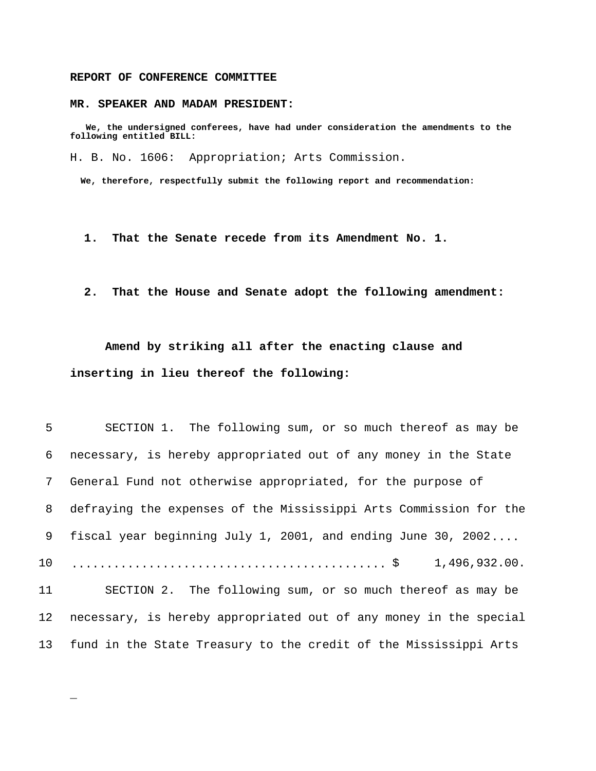**REPORT OF CONFERENCE COMMITTEE**

**MR. SPEAKER AND MADAM PRESIDENT:**

**We, the undersigned conferees, have had under consideration the amendments to the following entitled BILL:**

H. B. No. 1606: Appropriation; Arts Commission.

**We, therefore, respectfully submit the following report and recommendation:**

**1. That the Senate recede from its Amendment No. 1.**

**2. That the House and Senate adopt the following amendment:**

**Amend by striking all after the enacting clause and inserting in lieu thereof the following:**

5 SECTION 1. The following sum, or so much thereof as may be
6 necessary, is hereby appropriated out of any money in the State
7 General Fund not otherwise appropriated, for the purpose of
8 defraying the expenses of the Mississippi Arts Commission for the
9 fiscal year beginning July 1, 2001, and ending June 30, 2002....
10 ........................................... $ 1,496,932.00.
11 SECTION 2. The following sum, or so much thereof as may be
12 necessary, is hereby appropriated out of any money in the special
13 fund in the State Treasury to the credit of the Mississippi Arts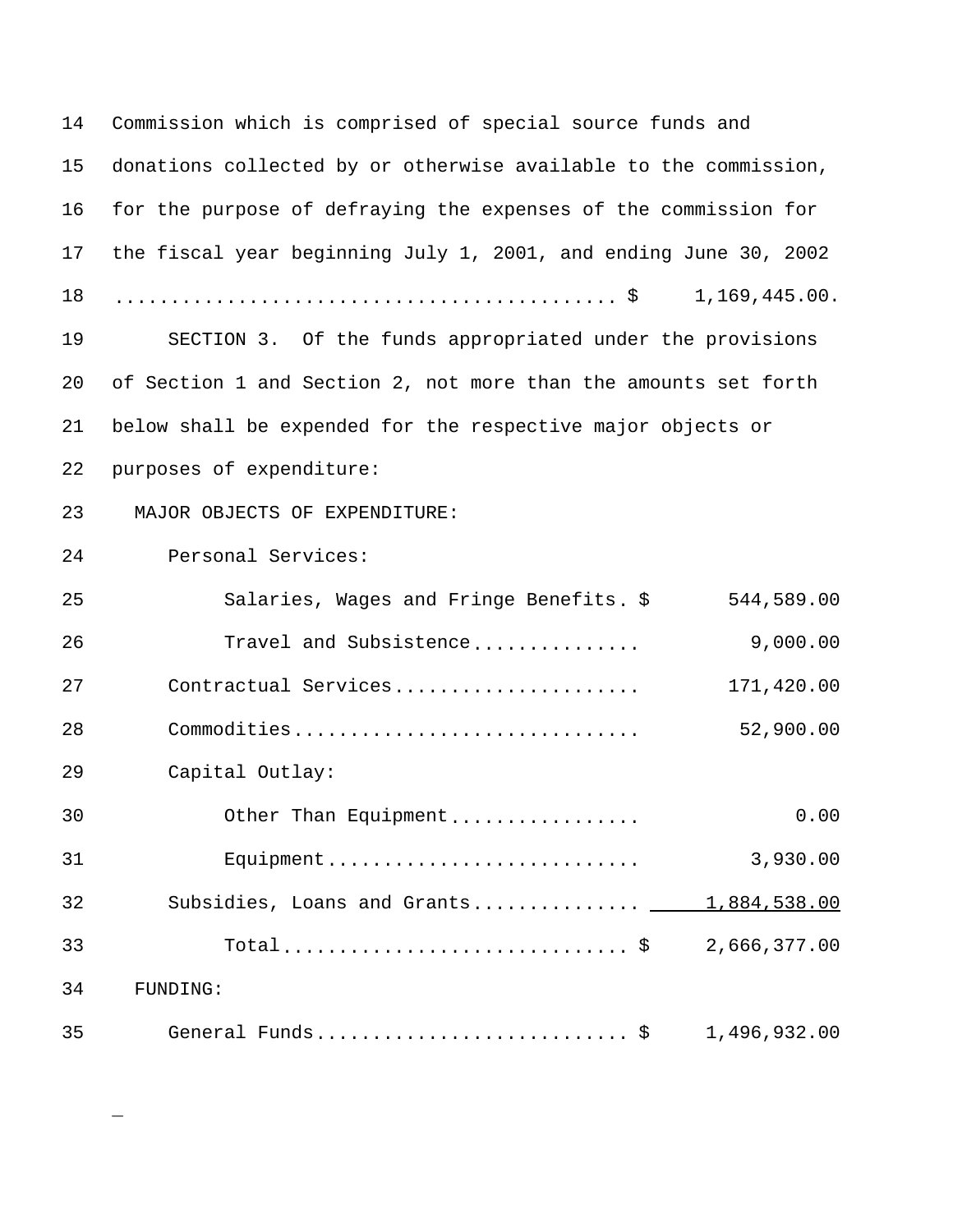Commission which is comprised of special source funds and donations collected by or otherwise available to the commission, for the purpose of defraying the expenses of the commission for the fiscal year beginning July 1, 2001, and ending June 30, 2002 ............................................ $ 1,169,445.00.

SECTION 3. Of the funds appropriated under the provisions of Section 1 and Section 2, not more than the amounts set forth below shall be expended for the respective major objects or purposes of expenditure:

| MAJOR OBJECTS OF EXPENDITURE: | |
|---|---|
| Personal Services: | |
| Salaries, Wages and Fringe Benefits | $ 544,589.00 |
| Travel and Subsistence | 9,000.00 |
| Contractual Services | 171,420.00 |
| Commodities | 52,900.00 |
| Capital Outlay: | |
| Other Than Equipment | 0.00 |
| Equipment | 3,930.00 |
| Subsidies, Loans and Grants | 1,884,538.00 |
| Total | $ 2,666,377.00 |
| FUNDING: | |
| General Funds | $ 1,496,932.00 |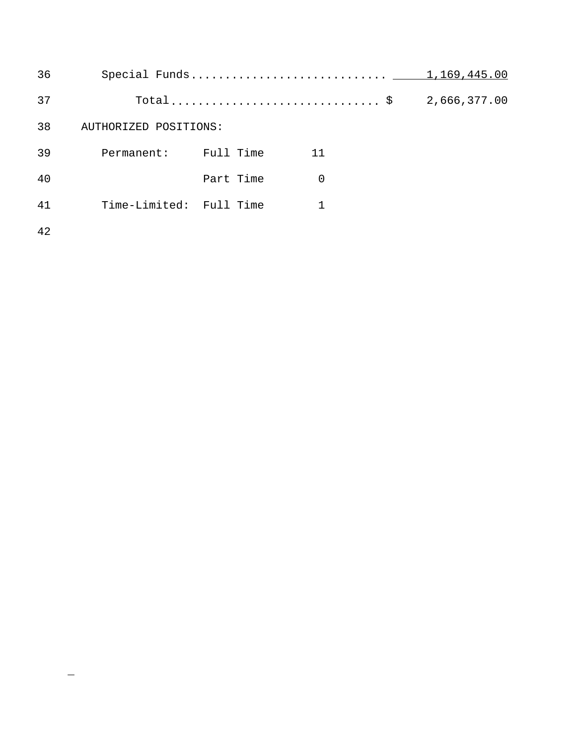Special Funds............................ 1,169,445.00

Total.............................. $ 2,666,377.00

AUTHORIZED POSITIONS:

| | | |
|---|---|---|
| Permanent: | Full Time | 11 |
| | Part Time | 0 |
| Time-Limited: | Full Time | 1 |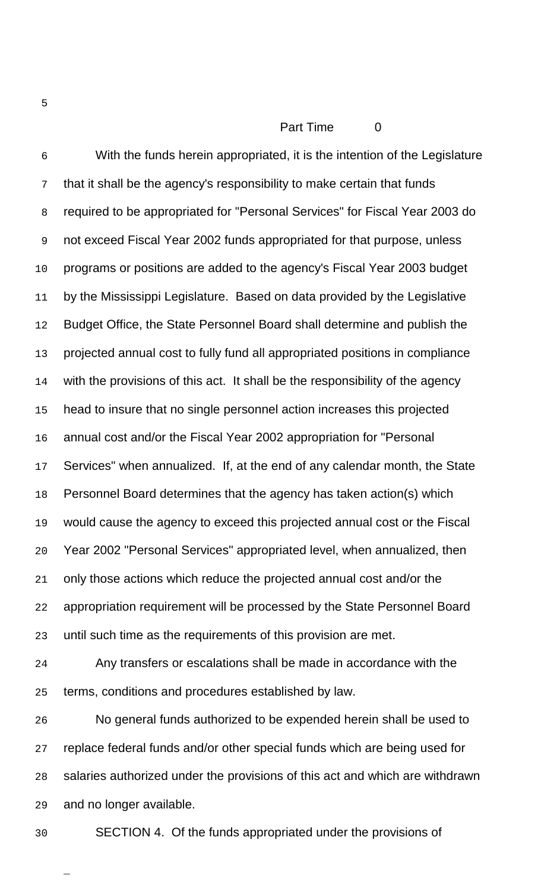Part Time 0

With the funds herein appropriated, it is the intention of the Legislature that it shall be the agency's responsibility to make certain that funds required to be appropriated for "Personal Services" for Fiscal Year 2003 do not exceed Fiscal Year 2002 funds appropriated for that purpose, unless programs or positions are added to the agency's Fiscal Year 2003 budget by the Mississippi Legislature. Based on data provided by the Legislative Budget Office, the State Personnel Board shall determine and publish the projected annual cost to fully fund all appropriated positions in compliance with the provisions of this act. It shall be the responsibility of the agency head to insure that no single personnel action increases this projected annual cost and/or the Fiscal Year 2002 appropriation for "Personal Services" when annualized. If, at the end of any calendar month, the State Personnel Board determines that the agency has taken action(s) which would cause the agency to exceed this projected annual cost or the Fiscal Year 2002 "Personal Services" appropriated level, when annualized, then only those actions which reduce the projected annual cost and/or the appropriation requirement will be processed by the State Personnel Board until such time as the requirements of this provision are met.

Any transfers or escalations shall be made in accordance with the terms, conditions and procedures established by law.

No general funds authorized to be expended herein shall be used to replace federal funds and/or other special funds which are being used for salaries authorized under the provisions of this act and which are withdrawn and no longer available.

SECTION 4. Of the funds appropriated under the provisions of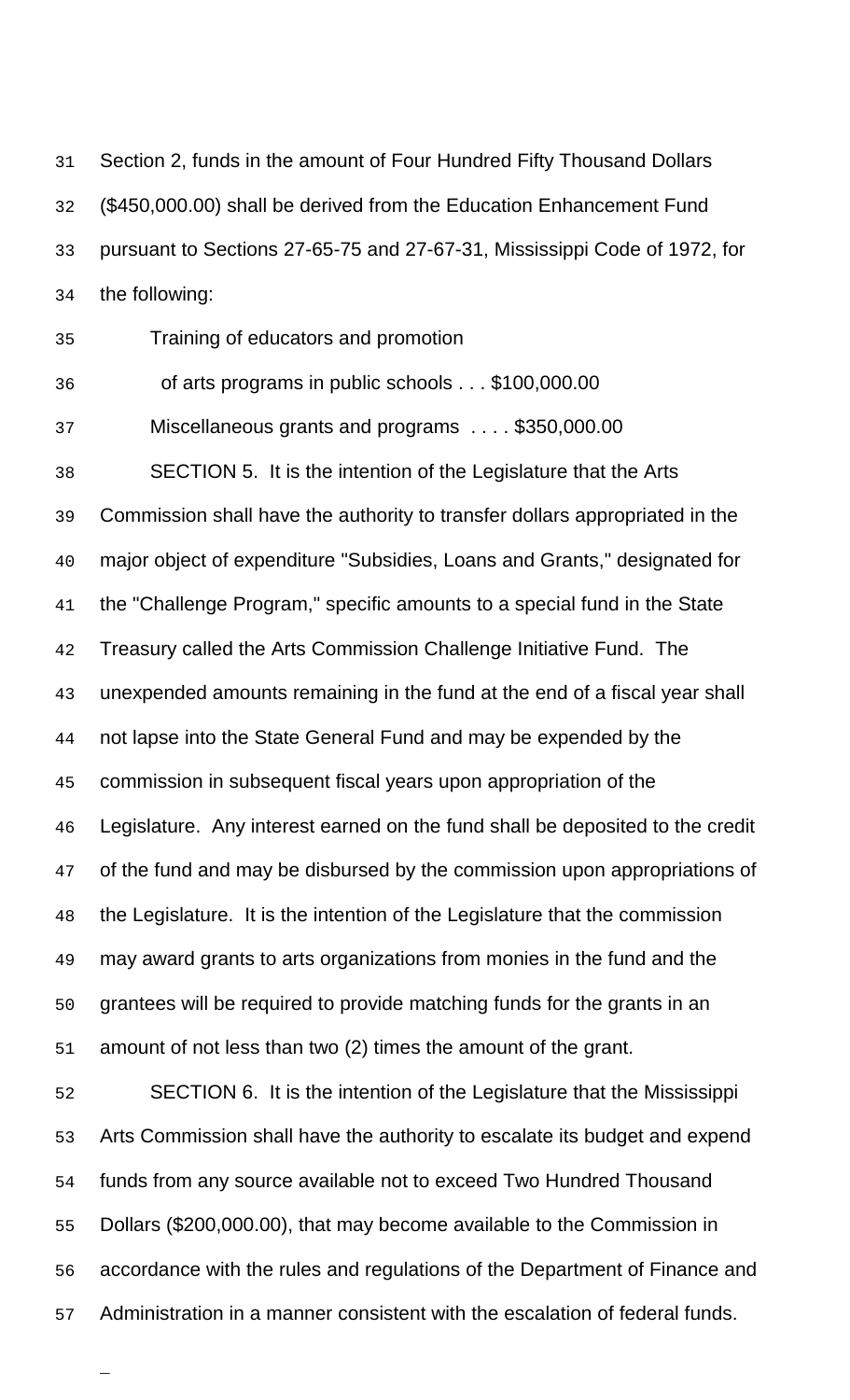Section 2, funds in the amount of Four Hundred Fifty Thousand Dollars ($450,000.00) shall be derived from the Education Enhancement Fund pursuant to Sections 27-65-75 and 27-67-31, Mississippi Code of 1972, for the following:

Training of educators and promotion
of arts programs in public schools . . . $100,000.00
Miscellaneous grants and programs . . . . $350,000.00

SECTION 5. It is the intention of the Legislature that the Arts Commission shall have the authority to transfer dollars appropriated in the major object of expenditure "Subsidies, Loans and Grants," designated for the "Challenge Program," specific amounts to a special fund in the State Treasury called the Arts Commission Challenge Initiative Fund. The unexpended amounts remaining in the fund at the end of a fiscal year shall not lapse into the State General Fund and may be expended by the commission in subsequent fiscal years upon appropriation of the Legislature. Any interest earned on the fund shall be deposited to the credit of the fund and may be disbursed by the commission upon appropriations of the Legislature. It is the intention of the Legislature that the commission may award grants to arts organizations from monies in the fund and the grantees will be required to provide matching funds for the grants in an amount of not less than two (2) times the amount of the grant.

SECTION 6. It is the intention of the Legislature that the Mississippi Arts Commission shall have the authority to escalate its budget and expend funds from any source available not to exceed Two Hundred Thousand Dollars ($200,000.00), that may become available to the Commission in accordance with the rules and regulations of the Department of Finance and Administration in a manner consistent with the escalation of federal funds.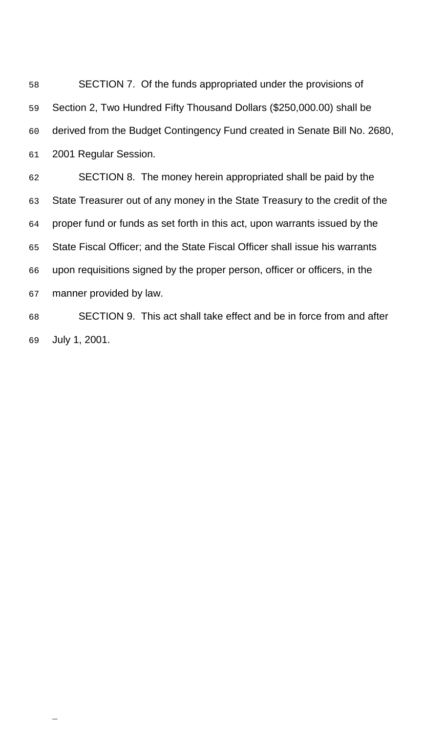SECTION 7. Of the funds appropriated under the provisions of Section 2, Two Hundred Fifty Thousand Dollars ($250,000.00) shall be derived from the Budget Contingency Fund created in Senate Bill No. 2680, 2001 Regular Session.

SECTION 8. The money herein appropriated shall be paid by the State Treasurer out of any money in the State Treasury to the credit of the proper fund or funds as set forth in this act, upon warrants issued by the State Fiscal Officer; and the State Fiscal Officer shall issue his warrants upon requisitions signed by the proper person, officer or officers, in the manner provided by law.

SECTION 9. This act shall take effect and be in force from and after July 1, 2001.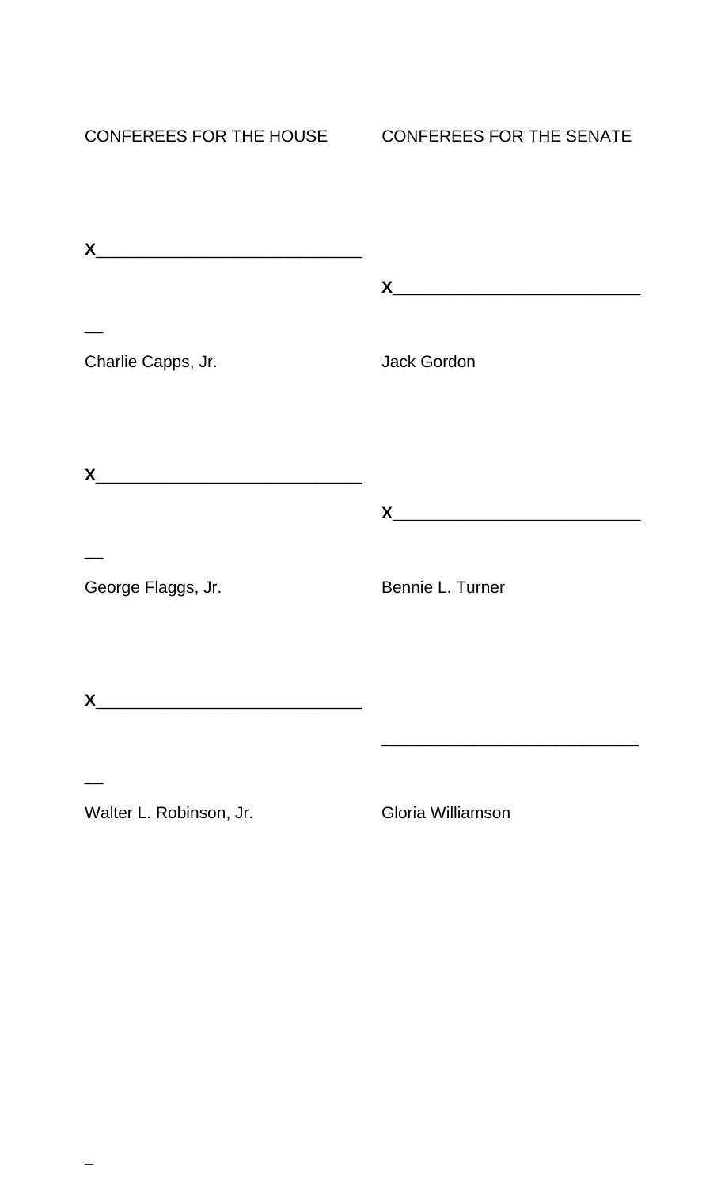CONFEREES FOR THE HOUSE

X___________________________

Charlie Capps, Jr.

X___________________________

George Flaggs, Jr.

X___________________________

Walter L. Robinson, Jr.

CONFEREES FOR THE SENATE

X___________________________

Jack Gordon

X___________________________

Bennie L. Turner

___________________________

Gloria Williamson